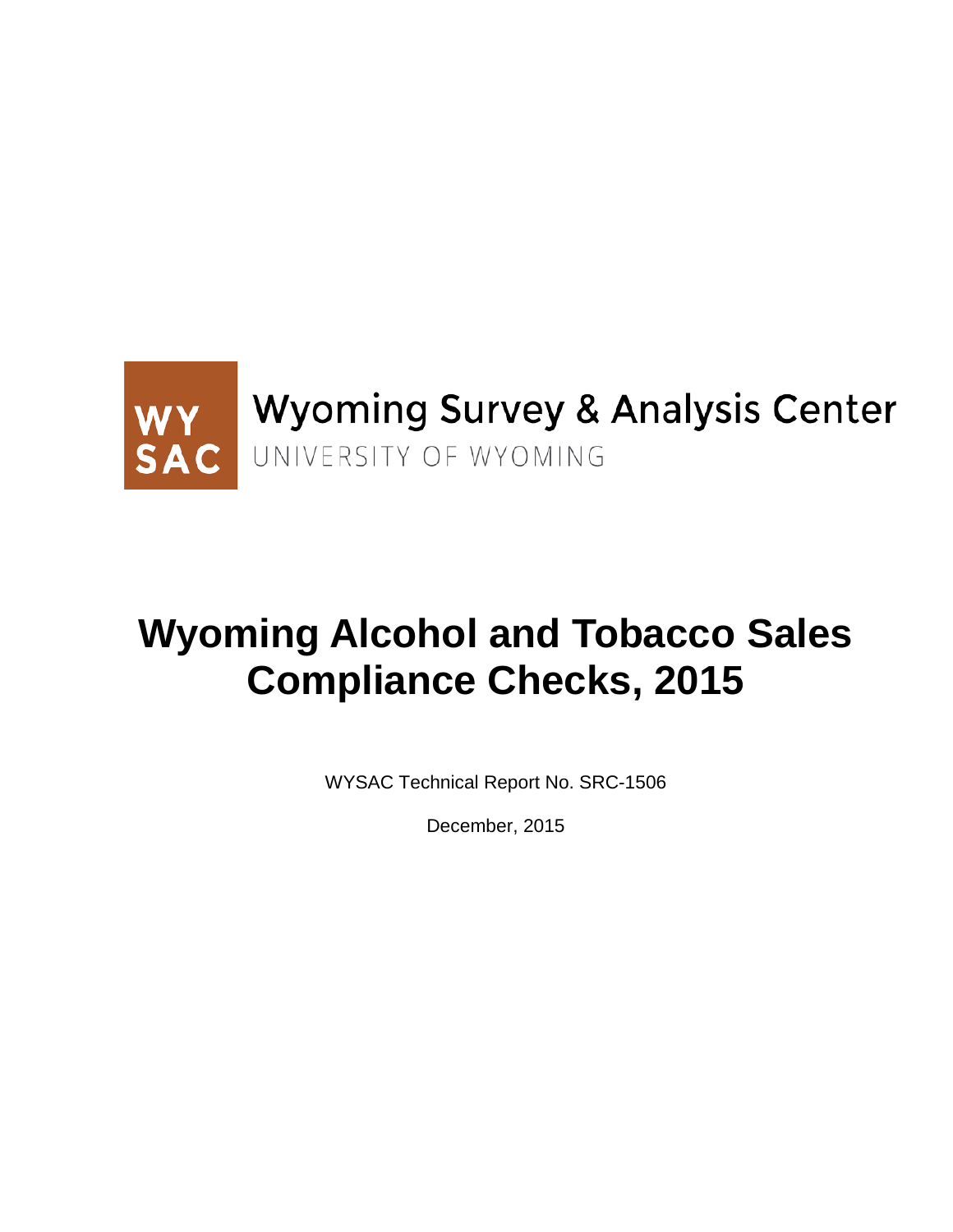WY SAC Wyoming Survey & Analysis Center

UNIVERSITY OF WYOMING

# Wyoming Alcohol and Tobacco Sales Compliance Checks, 2015

WYSAC Technical Report No. SRC-1506

December, 2015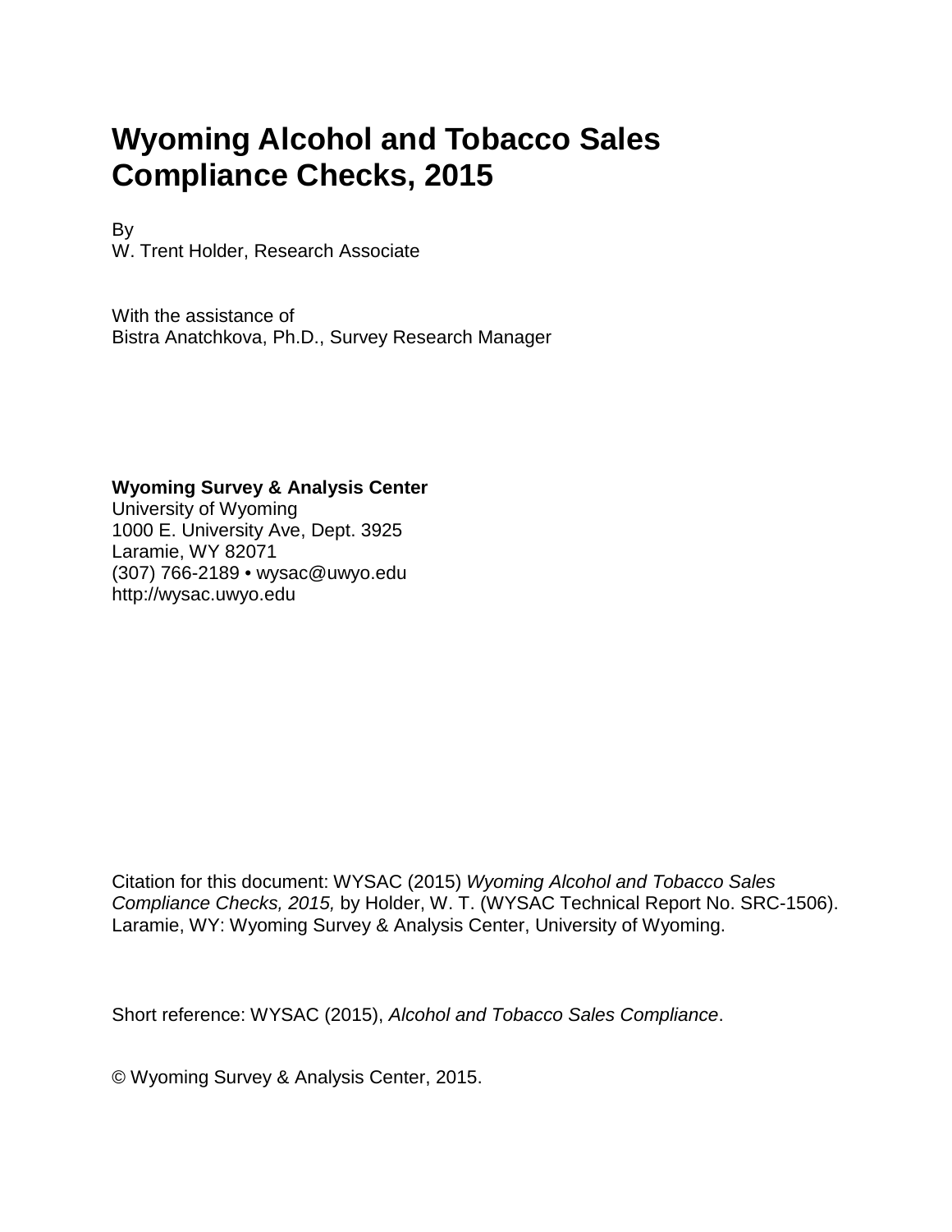# Wyoming Alcohol and Tobacco Sales Compliance Checks, 2015

By
W. Trent Holder, Research Associate

With the assistance of
Bistra Anatchkova, Ph.D., Survey Research Manager

**Wyoming Survey & Analysis Center**
University of Wyoming
1000 E. University Ave, Dept. 3925
Laramie, WY 82071
(307) 766-2189 • wysac@uwyo.edu
http://wysac.uwyo.edu

Citation for this document: WYSAC (2015) *Wyoming Alcohol and Tobacco Sales Compliance Checks, 2015,* by Holder, W. T. (WYSAC Technical Report No. SRC-1506). Laramie, WY: Wyoming Survey & Analysis Center, University of Wyoming.

Short reference: WYSAC (2015), *Alcohol and Tobacco Sales Compliance*.

© Wyoming Survey & Analysis Center, 2015.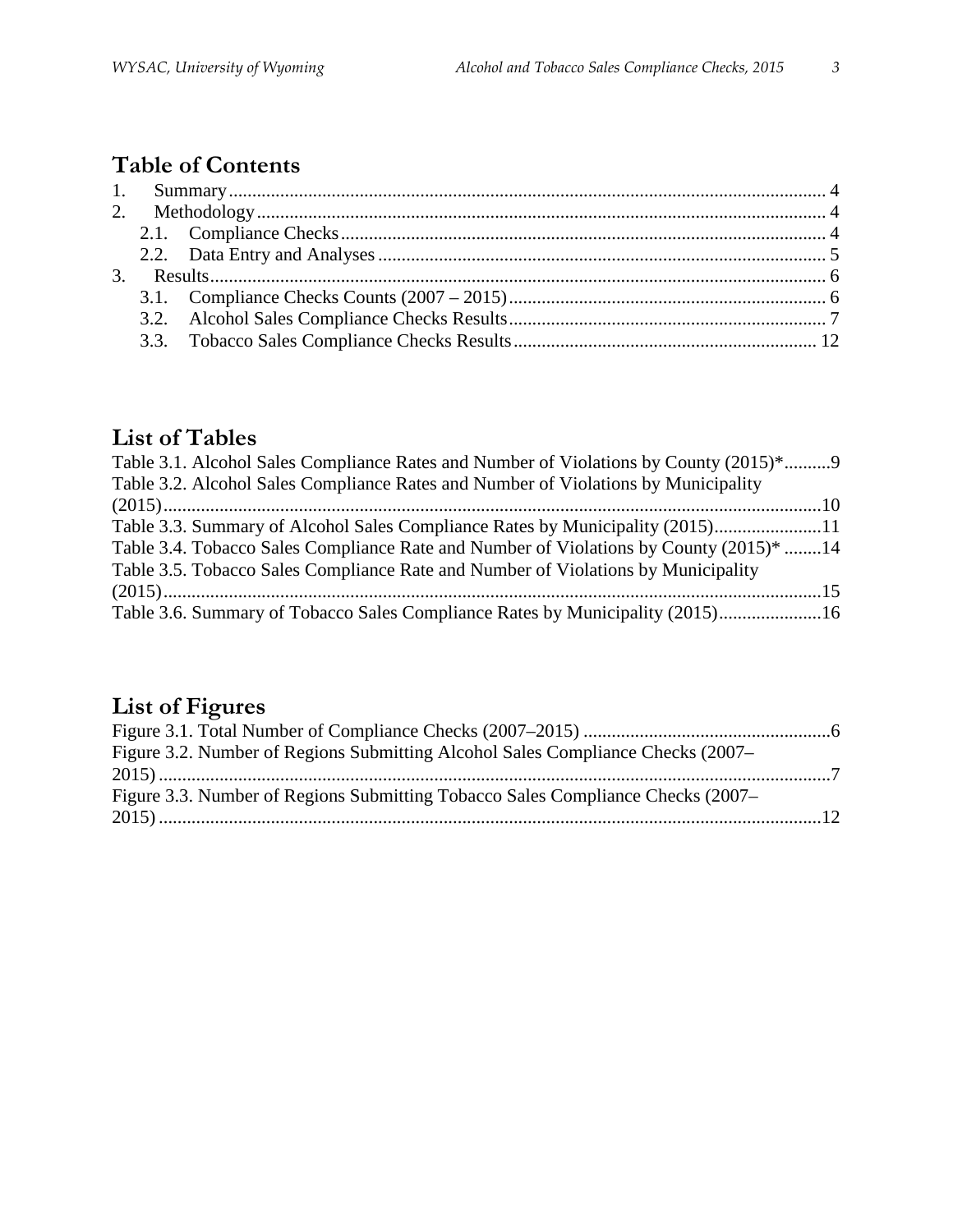# Table of Contents

1. Summary ............................................................ 4
2. Methodology ............................................................ 4
    2.1. Compliance Checks ............................................................ 4
    2.2. Data Entry and Analyses ............................................................ 5
3. Results ............................................................ 6
    3.1. Compliance Checks Counts (2007 – 2015) ............................................................ 6
    3.2. Alcohol Sales Compliance Checks Results ............................................................ 7
    3.3. Tobacco Sales Compliance Checks Results ............................................................ 12

# List of Tables

Table 3.1. Alcohol Sales Compliance Rates and Number of Violations by County (2015)* ..........9
Table 3.2. Alcohol Sales Compliance Rates and Number of Violations by Municipality (2015) ............................................................10
Table 3.3. Summary of Alcohol Sales Compliance Rates by Municipality (2015) ..........11
Table 3.4. Tobacco Sales Compliance Rate and Number of Violations by County (2015)* ........14
Table 3.5. Tobacco Sales Compliance Rate and Number of Violations by Municipality (2015) ............................................................15
Table 3.6. Summary of Tobacco Sales Compliance Rates by Municipality (2015) ..........16

# List of Figures

Figure 3.1. Total Number of Compliance Checks (2007–2015) ..........6
Figure 3.2. Number of Regions Submitting Alcohol Sales Compliance Checks (2007–2015) ..........7
Figure 3.3. Number of Regions Submitting Tobacco Sales Compliance Checks (2007–2015) ..........12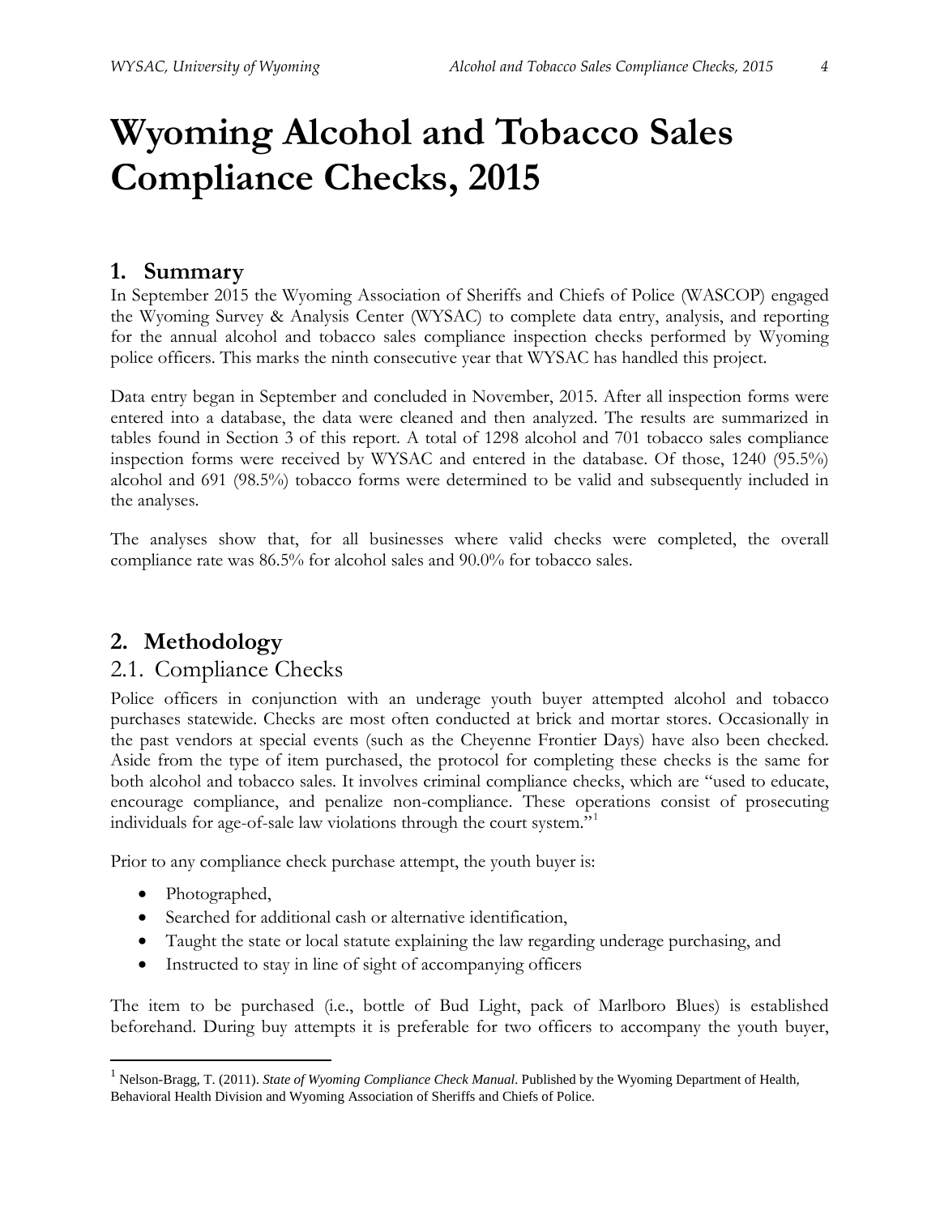# Wyoming Alcohol and Tobacco Sales Compliance Checks, 2015

## 1. Summary

In September 2015 the Wyoming Association of Sheriffs and Chiefs of Police (WASCOP) engaged the Wyoming Survey & Analysis Center (WYSAC) to complete data entry, analysis, and reporting for the annual alcohol and tobacco sales compliance inspection checks performed by Wyoming police officers. This marks the ninth consecutive year that WYSAC has handled this project.

Data entry began in September and concluded in November, 2015. After all inspection forms were entered into a database, the data were cleaned and then analyzed. The results are summarized in tables found in Section 3 of this report. A total of 1298 alcohol and 701 tobacco sales compliance inspection forms were received by WYSAC and entered in the database. Of those, 1240 (95.5%) alcohol and 691 (98.5%) tobacco forms were determined to be valid and subsequently included in the analyses.

The analyses show that, for all businesses where valid checks were completed, the overall compliance rate was 86.5% for alcohol sales and 90.0% for tobacco sales.

## 2. Methodology

### 2.1. Compliance Checks

Police officers in conjunction with an underage youth buyer attempted alcohol and tobacco purchases statewide. Checks are most often conducted at brick and mortar stores. Occasionally in the past vendors at special events (such as the Cheyenne Frontier Days) have also been checked. Aside from the type of item purchased, the protocol for completing these checks is the same for both alcohol and tobacco sales. It involves criminal compliance checks, which are "used to educate, encourage compliance, and penalize non-compliance. These operations consist of prosecuting individuals for age-of-sale law violations through the court system."[1]

Prior to any compliance check purchase attempt, the youth buyer is:

- Photographed,
- Searched for additional cash or alternative identification,
- Taught the state or local statute explaining the law regarding underage purchasing, and
- Instructed to stay in line of sight of accompanying officers

The item to be purchased (i.e., bottle of Bud Light, pack of Marlboro Blues) is established beforehand. During buy attempts it is preferable for two officers to accompany the youth buyer,

[1] Nelson-Bragg, T. (2011). *State of Wyoming Compliance Check Manual*. Published by the Wyoming Department of Health, Behavioral Health Division and Wyoming Association of Sheriffs and Chiefs of Police.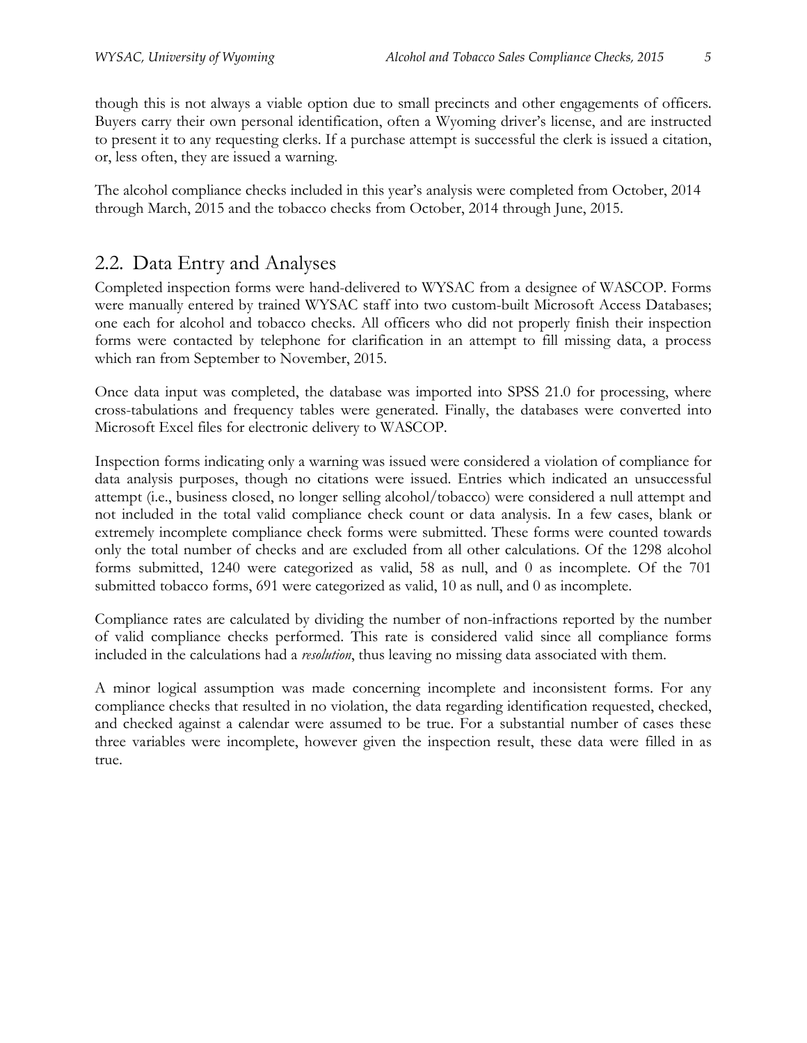though this is not always a viable option due to small precincts and other engagements of officers. Buyers carry their own personal identification, often a Wyoming driver's license, and are instructed to present it to any requesting clerks. If a purchase attempt is successful the clerk is issued a citation, or, less often, they are issued a warning.

The alcohol compliance checks included in this year's analysis were completed from October, 2014 through March, 2015 and the tobacco checks from October, 2014 through June, 2015.

## 2.2. Data Entry and Analyses

Completed inspection forms were hand-delivered to WYSAC from a designee of WASCOP. Forms were manually entered by trained WYSAC staff into two custom-built Microsoft Access Databases; one each for alcohol and tobacco checks. All officers who did not properly finish their inspection forms were contacted by telephone for clarification in an attempt to fill missing data, a process which ran from September to November, 2015.

Once data input was completed, the database was imported into SPSS 21.0 for processing, where cross-tabulations and frequency tables were generated. Finally, the databases were converted into Microsoft Excel files for electronic delivery to WASCOP.

Inspection forms indicating only a warning was issued were considered a violation of compliance for data analysis purposes, though no citations were issued. Entries which indicated an unsuccessful attempt (i.e., business closed, no longer selling alcohol/tobacco) were considered a null attempt and not included in the total valid compliance check count or data analysis. In a few cases, blank or extremely incomplete compliance check forms were submitted. These forms were counted towards only the total number of checks and are excluded from all other calculations. Of the 1298 alcohol forms submitted, 1240 were categorized as valid, 58 as null, and 0 as incomplete. Of the 701 submitted tobacco forms, 691 were categorized as valid, 10 as null, and 0 as incomplete.

Compliance rates are calculated by dividing the number of non-infractions reported by the number of valid compliance checks performed. This rate is considered valid since all compliance forms included in the calculations had a *resolution*, thus leaving no missing data associated with them.

A minor logical assumption was made concerning incomplete and inconsistent forms. For any compliance checks that resulted in no violation, the data regarding identification requested, checked, and checked against a calendar were assumed to be true. For a substantial number of cases these three variables were incomplete, however given the inspection result, these data were filled in as true.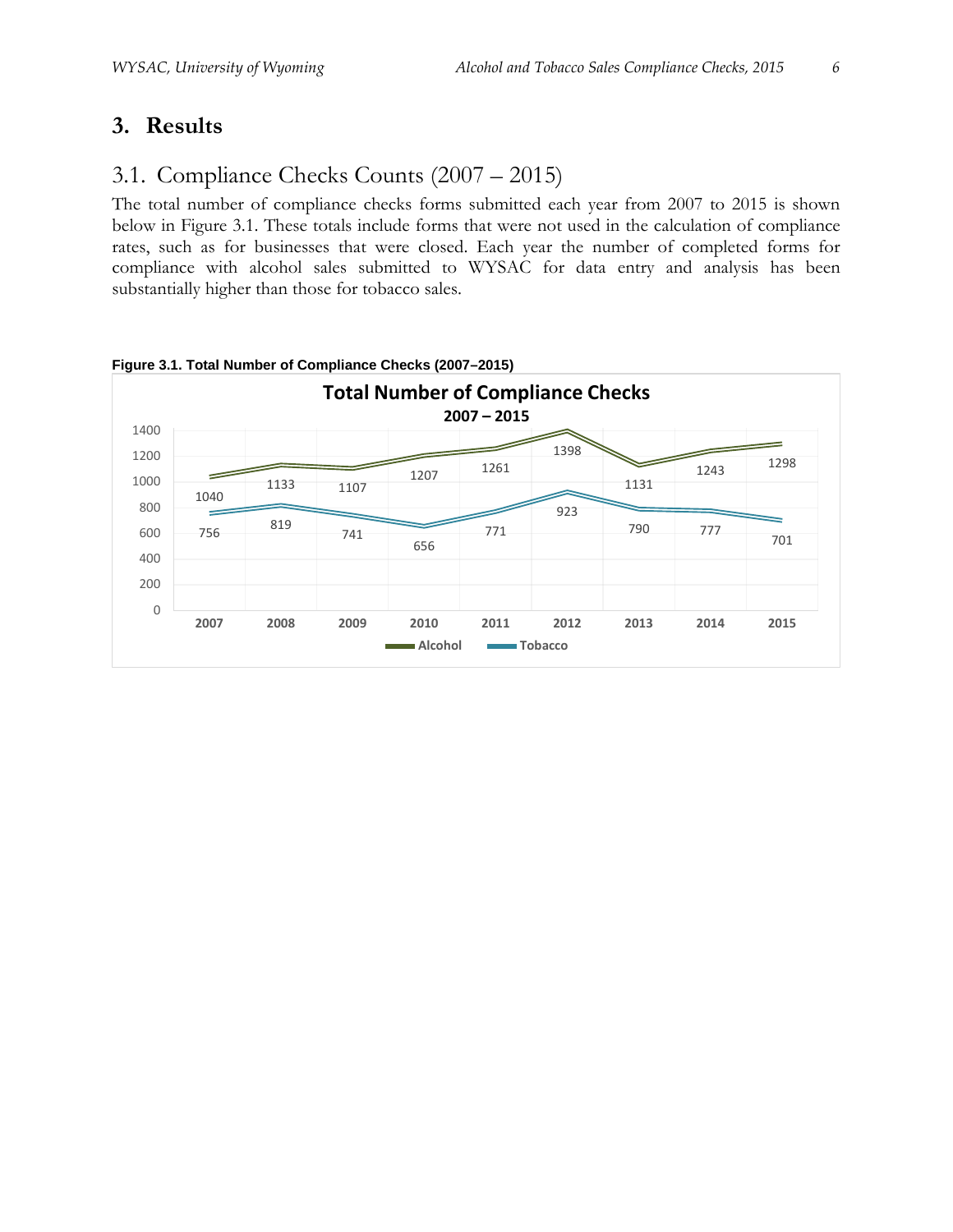# 3. Results

## 3.1. Compliance Checks Counts (2007 – 2015)

The total number of compliance checks forms submitted each year from 2007 to 2015 is shown below in Figure 3.1. These totals include forms that were not used in the calculation of compliance rates, such as for businesses that were closed. Each year the number of completed forms for compliance with alcohol sales submitted to WYSAC for data entry and analysis has been substantially higher than those for tobacco sales.

**Figure 3.1. Total Number of Compliance Checks (2007–2015)**

| Year | Alcohol | Tobacco |
|---|---|---|
| 2007 | 1040 | 756 |
| 2008 | 1133 | 819 |
| 2009 | 1107 | 741 |
| 2010 | 1207 | 656 |
| 2011 | 1261 | 771 |
| 2012 | 1398 | 923 |
| 2013 | 1131 | 790 |
| 2014 | 1243 | 777 |
| 2015 | 1298 | 701 |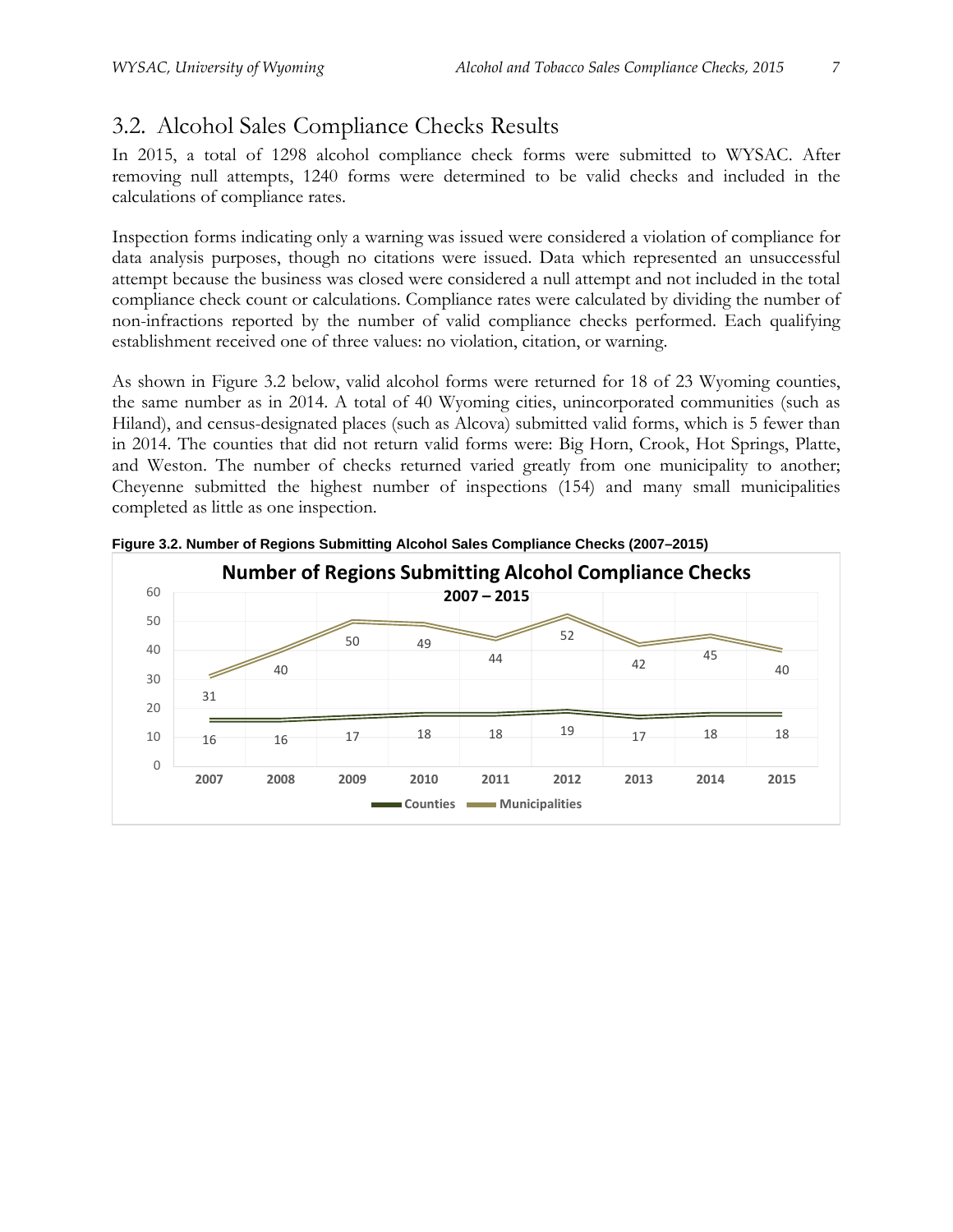## 3.2. Alcohol Sales Compliance Checks Results

In 2015, a total of 1298 alcohol compliance check forms were submitted to WYSAC. After removing null attempts, 1240 forms were determined to be valid checks and included in the calculations of compliance rates.

Inspection forms indicating only a warning was issued were considered a violation of compliance for data analysis purposes, though no citations were issued. Data which represented an unsuccessful attempt because the business was closed were considered a null attempt and not included in the total compliance check count or calculations. Compliance rates were calculated by dividing the number of non-infractions reported by the number of valid compliance checks performed. Each qualifying establishment received one of three values: no violation, citation, or warning.

As shown in Figure 3.2 below, valid alcohol forms were returned for 18 of 23 Wyoming counties, the same number as in 2014. A total of 40 Wyoming cities, unincorporated communities (such as Hiland), and census-designated places (such as Alcova) submitted valid forms, which is 5 fewer than in 2014. The counties that did not return valid forms were: Big Horn, Crook, Hot Springs, Platte, and Weston. The number of checks returned varied greatly from one municipality to another; Cheyenne submitted the highest number of inspections (154) and many small municipalities completed as little as one inspection.

**Figure 3.2. Number of Regions Submitting Alcohol Sales Compliance Checks (2007–2015)**

**Number of Regions Submitting Alcohol Compliance Checks**
**2007 – 2015**

| Year | Counties | Municipalities |
|---|---|---|
| 2007 | 16 | 31 |
| 2008 | 16 | 40 |
| 2009 | 17 | 50 |
| 2010 | 18 | 49 |
| 2011 | 18 | 44 |
| 2012 | 19 | 52 |
| 2013 | 17 | 42 |
| 2014 | 18 | 45 |
| 2015 | 18 | 40 |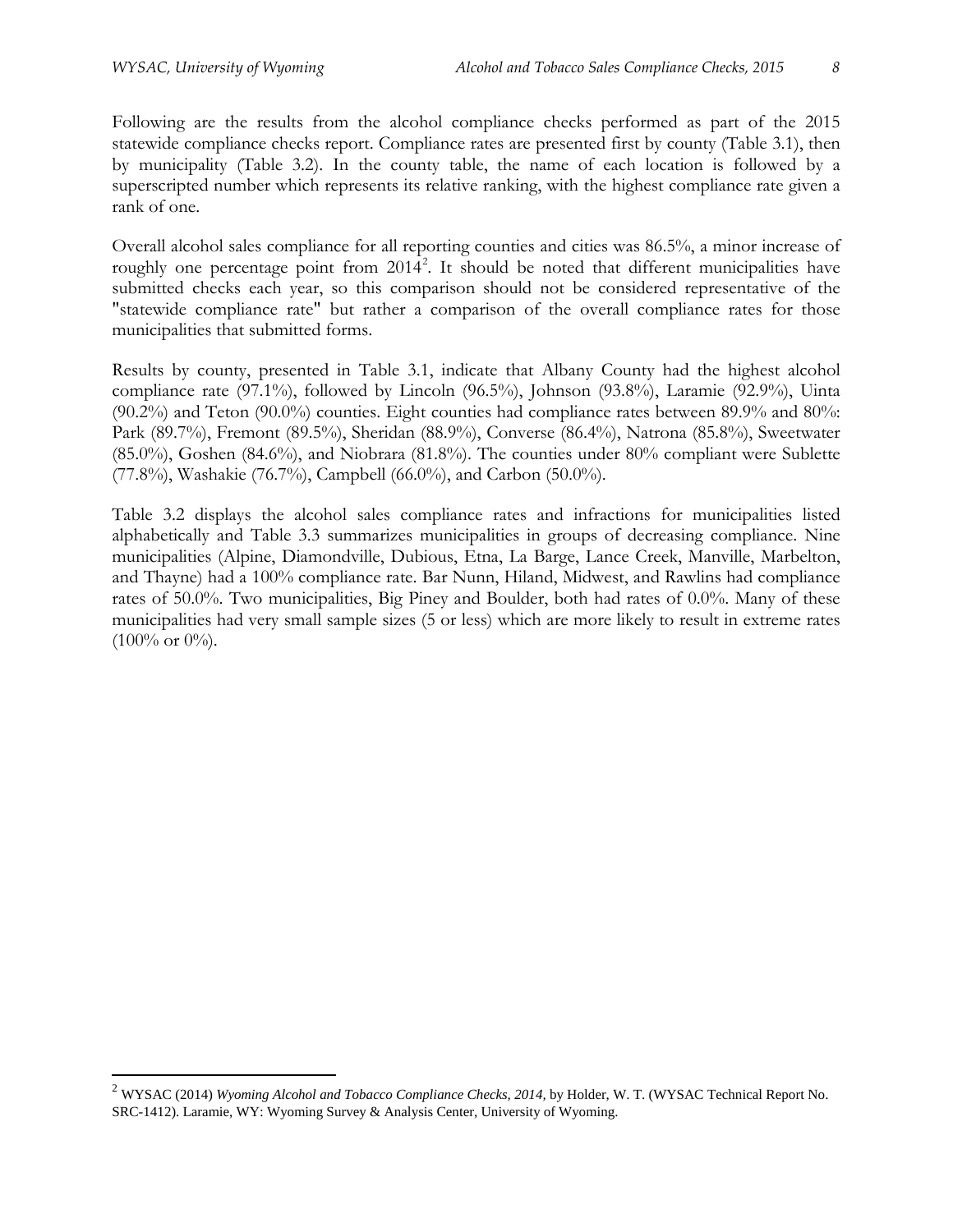Following are the results from the alcohol compliance checks performed as part of the 2015 statewide compliance checks report. Compliance rates are presented first by county (Table 3.1), then by municipality (Table 3.2). In the county table, the name of each location is followed by a superscripted number which represents its relative ranking, with the highest compliance rate given a rank of one.

Overall alcohol sales compliance for all reporting counties and cities was 86.5%, a minor increase of roughly one percentage point from 2014[2]. It should be noted that different municipalities have submitted checks each year, so this comparison should not be considered representative of the "statewide compliance rate" but rather a comparison of the overall compliance rates for those municipalities that submitted forms.

Results by county, presented in Table 3.1, indicate that Albany County had the highest alcohol compliance rate (97.1%), followed by Lincoln (96.5%), Johnson (93.8%), Laramie (92.9%), Uinta (90.2%) and Teton (90.0%) counties. Eight counties had compliance rates between 89.9% and 80%: Park (89.7%), Fremont (89.5%), Sheridan (88.9%), Converse (86.4%), Natrona (85.8%), Sweetwater (85.0%), Goshen (84.6%), and Niobrara (81.8%). The counties under 80% compliant were Sublette (77.8%), Washakie (76.7%), Campbell (66.0%), and Carbon (50.0%).

Table 3.2 displays the alcohol sales compliance rates and infractions for municipalities listed alphabetically and Table 3.3 summarizes municipalities in groups of decreasing compliance. Nine municipalities (Alpine, Diamondville, Dubious, Etna, La Barge, Lance Creek, Manville, Marbelton, and Thayne) had a 100% compliance rate. Bar Nunn, Hiland, Midwest, and Rawlins had compliance rates of 50.0%. Two municipalities, Big Piney and Boulder, both had rates of 0.0%. Many of these municipalities had very small sample sizes (5 or less) which are more likely to result in extreme rates (100% or 0%).

---

[2] WYSAC (2014) *Wyoming Alcohol and Tobacco Compliance Checks, 2014,* by Holder, W. T. (WYSAC Technical Report No. SRC-1412). Laramie, WY: Wyoming Survey & Analysis Center, University of Wyoming.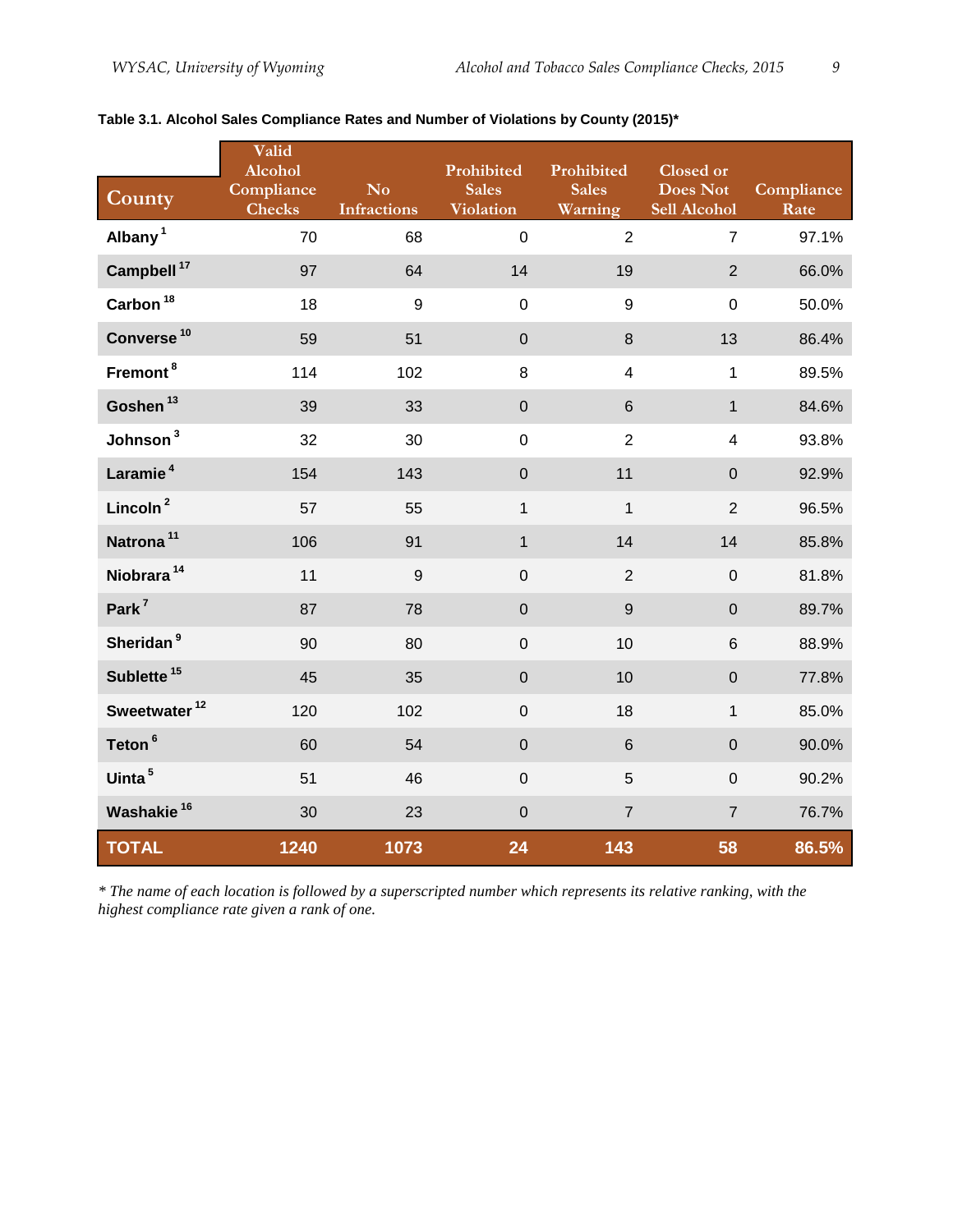**Table 3.1. Alcohol Sales Compliance Rates and Number of Violations by County (2015)***

| County | Valid Alcohol Compliance Checks | No Infractions | Prohibited Sales Violation | Prohibited Sales Warning | Closed or Does Not Sell Alcohol | Compliance Rate |
|---|---|---|---|---|---|---|
| Albany [1] | 70 | 68 | 0 | 2 | 7 | 97.1% |
| Campbell [17] | 97 | 64 | 14 | 19 | 2 | 66.0% |
| Carbon [18] | 18 | 9 | 0 | 9 | 0 | 50.0% |
| Converse [10] | 59 | 51 | 0 | 8 | 13 | 86.4% |
| Fremont [8] | 114 | 102 | 8 | 4 | 1 | 89.5% |
| Goshen [13] | 39 | 33 | 0 | 6 | 1 | 84.6% |
| Johnson [3] | 32 | 30 | 0 | 2 | 4 | 93.8% |
| Laramie [4] | 154 | 143 | 0 | 11 | 0 | 92.9% |
| Lincoln [2] | 57 | 55 | 1 | 1 | 2 | 96.5% |
| Natrona [11] | 106 | 91 | 1 | 14 | 14 | 85.8% |
| Niobrara [14] | 11 | 9 | 0 | 2 | 0 | 81.8% |
| Park [7] | 87 | 78 | 0 | 9 | 0 | 89.7% |
| Sheridan [9] | 90 | 80 | 0 | 10 | 6 | 88.9% |
| Sublette [15] | 45 | 35 | 0 | 10 | 0 | 77.8% |
| Sweetwater [12] | 120 | 102 | 0 | 18 | 1 | 85.0% |
| Teton [6] | 60 | 54 | 0 | 6 | 0 | 90.0% |
| Uinta [5] | 51 | 46 | 0 | 5 | 0 | 90.2% |
| Washakie [16] | 30 | 23 | 0 | 7 | 7 | 76.7% |
| **TOTAL** | **1240** | **1073** | **24** | **143** | **58** | **86.5%** |

*\* The name of each location is followed by a superscripted number which represents its relative ranking, with the highest compliance rate given a rank of one.*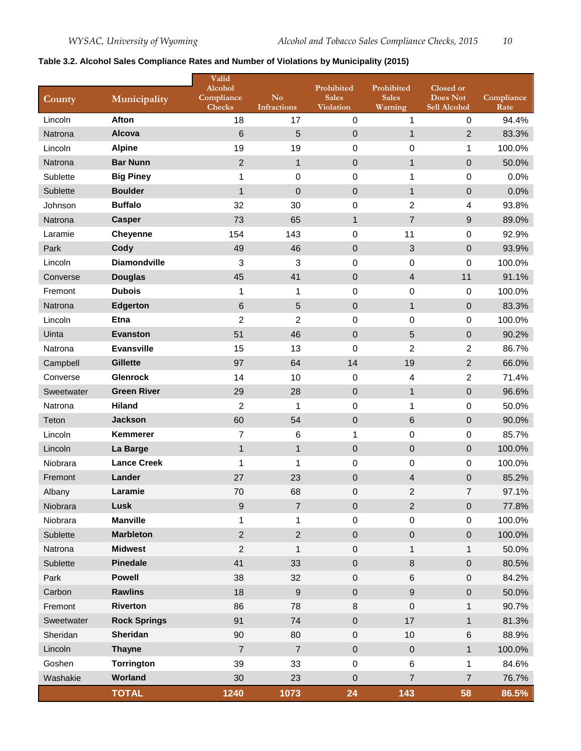**Table 3.2. Alcohol Sales Compliance Rates and Number of Violations by Municipality (2015)**

| County | Municipality | Valid Alcohol Compliance Checks | No Infractions | Prohibited Sales Violation | Prohibited Sales Warning | Closed or Does Not Sell Alcohol | Compliance Rate |
|---|---|---|---|---|---|---|---|
| Lincoln | **Afton** | 18 | 17 | 0 | 1 | 0 | 94.4% |
| Natrona | **Alcova** | 6 | 5 | 0 | 1 | 2 | 83.3% |
| Lincoln | **Alpine** | 19 | 19 | 0 | 0 | 1 | 100.0% |
| Natrona | **Bar Nunn** | 2 | 1 | 0 | 1 | 0 | 50.0% |
| Sublette | **Big Piney** | 1 | 0 | 0 | 1 | 0 | 0.0% |
| Sublette | **Boulder** | 1 | 0 | 0 | 1 | 0 | 0.0% |
| Johnson | **Buffalo** | 32 | 30 | 0 | 2 | 4 | 93.8% |
| Natrona | **Casper** | 73 | 65 | 1 | 7 | 9 | 89.0% |
| Laramie | **Cheyenne** | 154 | 143 | 0 | 11 | 0 | 92.9% |
| Park | **Cody** | 49 | 46 | 0 | 3 | 0 | 93.9% |
| Lincoln | **Diamondville** | 3 | 3 | 0 | 0 | 0 | 100.0% |
| Converse | **Douglas** | 45 | 41 | 0 | 4 | 11 | 91.1% |
| Fremont | **Dubois** | 1 | 1 | 0 | 0 | 0 | 100.0% |
| Natrona | **Edgerton** | 6 | 5 | 0 | 1 | 0 | 83.3% |
| Lincoln | **Etna** | 2 | 2 | 0 | 0 | 0 | 100.0% |
| Uinta | **Evanston** | 51 | 46 | 0 | 5 | 0 | 90.2% |
| Natrona | **Evansville** | 15 | 13 | 0 | 2 | 2 | 86.7% |
| Campbell | **Gillette** | 97 | 64 | 14 | 19 | 2 | 66.0% |
| Converse | **Glenrock** | 14 | 10 | 0 | 4 | 2 | 71.4% |
| Sweetwater | **Green River** | 29 | 28 | 0 | 1 | 0 | 96.6% |
| Natrona | **Hiland** | 2 | 1 | 0 | 1 | 0 | 50.0% |
| Teton | **Jackson** | 60 | 54 | 0 | 6 | 0 | 90.0% |
| Lincoln | **Kemmerer** | 7 | 6 | 1 | 0 | 0 | 85.7% |
| Lincoln | **La Barge** | 1 | 1 | 0 | 0 | 0 | 100.0% |
| Niobrara | **Lance Creek** | 1 | 1 | 0 | 0 | 0 | 100.0% |
| Fremont | **Lander** | 27 | 23 | 0 | 4 | 0 | 85.2% |
| Albany | **Laramie** | 70 | 68 | 0 | 2 | 7 | 97.1% |
| Niobrara | **Lusk** | 9 | 7 | 0 | 2 | 0 | 77.8% |
| Niobrara | **Manville** | 1 | 1 | 0 | 0 | 0 | 100.0% |
| Sublette | **Marbleton** | 2 | 2 | 0 | 0 | 0 | 100.0% |
| Natrona | **Midwest** | 2 | 1 | 0 | 1 | 1 | 50.0% |
| Sublette | **Pinedale** | 41 | 33 | 0 | 8 | 0 | 80.5% |
| Park | **Powell** | 38 | 32 | 0 | 6 | 0 | 84.2% |
| Carbon | **Rawlins** | 18 | 9 | 0 | 9 | 0 | 50.0% |
| Fremont | **Riverton** | 86 | 78 | 8 | 0 | 1 | 90.7% |
| Sweetwater | **Rock Springs** | 91 | 74 | 0 | 17 | 1 | 81.3% |
| Sheridan | **Sheridan** | 90 | 80 | 0 | 10 | 6 | 88.9% |
| Lincoln | **Thayne** | 7 | 7 | 0 | 0 | 1 | 100.0% |
| Goshen | **Torrington** | 39 | 33 | 0 | 6 | 1 | 84.6% |
| Washakie | **Worland** | 30 | 23 | 0 | 7 | 7 | 76.7% |
| | **TOTAL** | **1240** | **1073** | **24** | **143** | **58** | **86.5%** |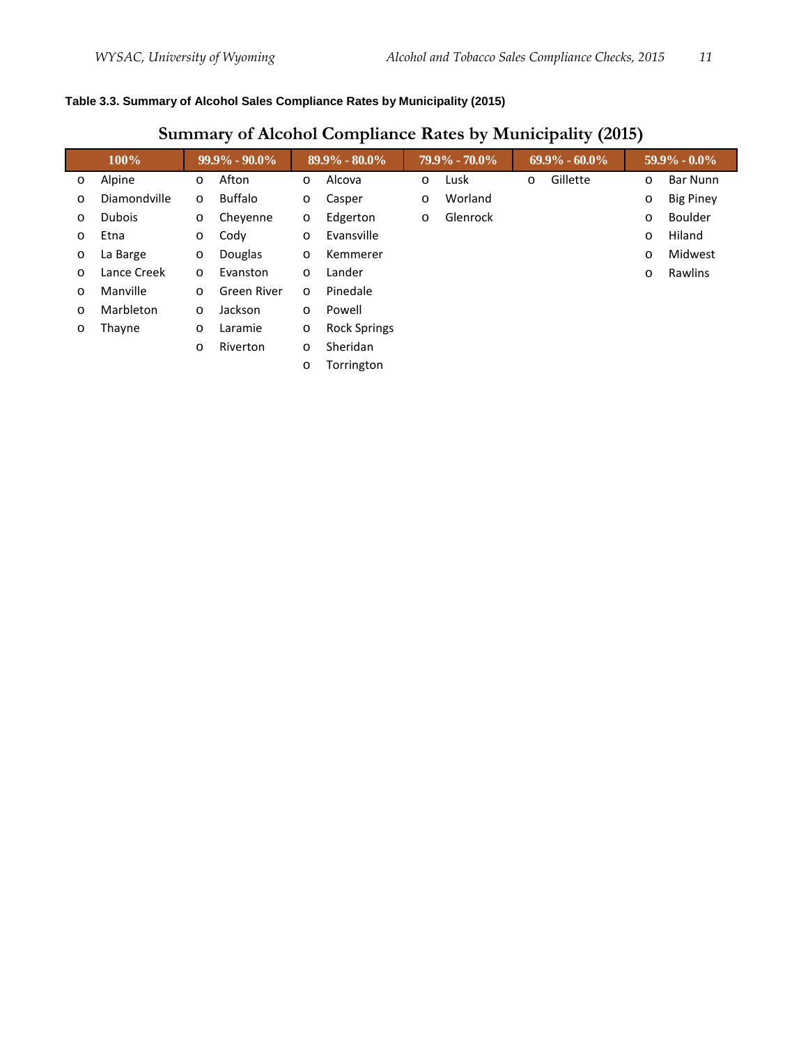**Table 3.3. Summary of Alcohol Sales Compliance Rates by Municipality (2015)**

## Summary of Alcohol Compliance Rates by Municipality (2015)

| 100% | 99.9% - 90.0% | 89.9% - 80.0% | 79.9% - 70.0% | 69.9% - 60.0% | 59.9% - 0.0% |
|---|---|---|---|---|---|
| Alpine | Afton | Alcova | Lusk | Gillette | Bar Nunn |
| Diamondville | Buffalo | Casper | Worland | | Big Piney |
| Dubois | Cheyenne | Edgerton | Glenrock | | Boulder |
| Etna | Cody | Evansville | | | Hiland |
| La Barge | Douglas | Kemmerer | | | Midwest |
| Lance Creek | Evanston | Lander | | | Rawlins |
| Manville | Green River | Pinedale | | | |
| Marbleton | Jackson | Powell | | | |
| Thayne | Laramie | Rock Springs | | | |
| | Riverton | Sheridan | | | |
| | | Torrington | | | |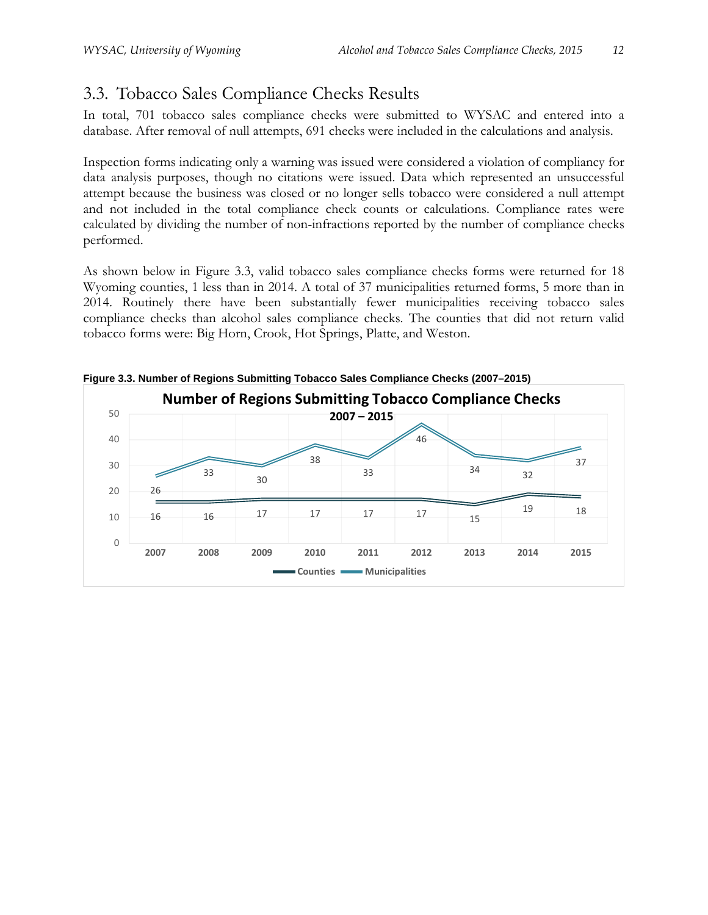## 3.3. Tobacco Sales Compliance Checks Results

In total, 701 tobacco sales compliance checks were submitted to WYSAC and entered into a database. After removal of null attempts, 691 checks were included in the calculations and analysis.

Inspection forms indicating only a warning was issued were considered a violation of compliancy for data analysis purposes, though no citations were issued. Data which represented an unsuccessful attempt because the business was closed or no longer sells tobacco were considered a null attempt and not included in the total compliance check counts or calculations. Compliance rates were calculated by dividing the number of non-infractions reported by the number of compliance checks performed.

As shown below in Figure 3.3, valid tobacco sales compliance checks forms were returned for 18 Wyoming counties, 1 less than in 2014. A total of 37 municipalities returned forms, 5 more than in 2014. Routinely there have been substantially fewer municipalities receiving tobacco sales compliance checks than alcohol sales compliance checks. The counties that did not return valid tobacco forms were: Big Horn, Crook, Hot Springs, Platte, and Weston.

**Figure 3.3. Number of Regions Submitting Tobacco Sales Compliance Checks (2007–2015)**

**Number of Regions Submitting Tobacco Compliance Checks**
**2007 – 2015**

| | 2007 | 2008 | 2009 | 2010 | 2011 | 2012 | 2013 | 2014 | 2015 |
|---|---|---|---|---|---|---|---|---|---|
| Counties | 16 | 16 | 17 | 17 | 17 | 17 | 15 | 19 | 18 |
| Municipalities | 26 | 33 | 30 | 38 | 33 | 46 | 34 | 32 | 37 |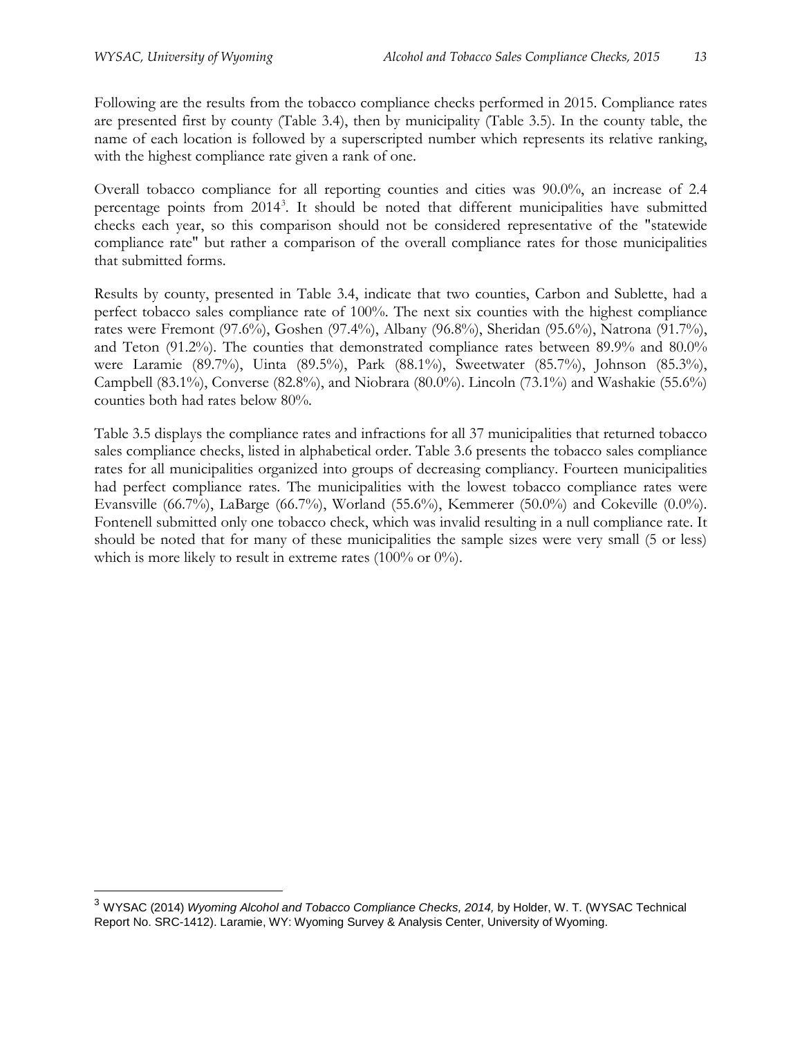Following are the results from the tobacco compliance checks performed in 2015. Compliance rates are presented first by county (Table 3.4), then by municipality (Table 3.5). In the county table, the name of each location is followed by a superscripted number which represents its relative ranking, with the highest compliance rate given a rank of one.

Overall tobacco compliance for all reporting counties and cities was 90.0%, an increase of 2.4 percentage points from 2014[3]. It should be noted that different municipalities have submitted checks each year, so this comparison should not be considered representative of the "statewide compliance rate" but rather a comparison of the overall compliance rates for those municipalities that submitted forms.

Results by county, presented in Table 3.4, indicate that two counties, Carbon and Sublette, had a perfect tobacco sales compliance rate of 100%. The next six counties with the highest compliance rates were Fremont (97.6%), Goshen (97.4%), Albany (96.8%), Sheridan (95.6%), Natrona (91.7%), and Teton (91.2%). The counties that demonstrated compliance rates between 89.9% and 80.0% were Laramie (89.7%), Uinta (89.5%), Park (88.1%), Sweetwater (85.7%), Johnson (85.3%), Campbell (83.1%), Converse (82.8%), and Niobrara (80.0%). Lincoln (73.1%) and Washakie (55.6%) counties both had rates below 80%.

Table 3.5 displays the compliance rates and infractions for all 37 municipalities that returned tobacco sales compliance checks, listed in alphabetical order. Table 3.6 presents the tobacco sales compliance rates for all municipalities organized into groups of decreasing compliancy. Fourteen municipalities had perfect compliance rates. The municipalities with the lowest tobacco compliance rates were Evansville (66.7%), LaBarge (66.7%), Worland (55.6%), Kemmerer (50.0%) and Cokeville (0.0%). Fontenell submitted only one tobacco check, which was invalid resulting in a null compliance rate. It should be noted that for many of these municipalities the sample sizes were very small (5 or less) which is more likely to result in extreme rates (100% or 0%).

---

[3] WYSAC (2014) *Wyoming Alcohol and Tobacco Compliance Checks, 2014,* by Holder, W. T. (WYSAC Technical Report No. SRC-1412). Laramie, WY: Wyoming Survey & Analysis Center, University of Wyoming.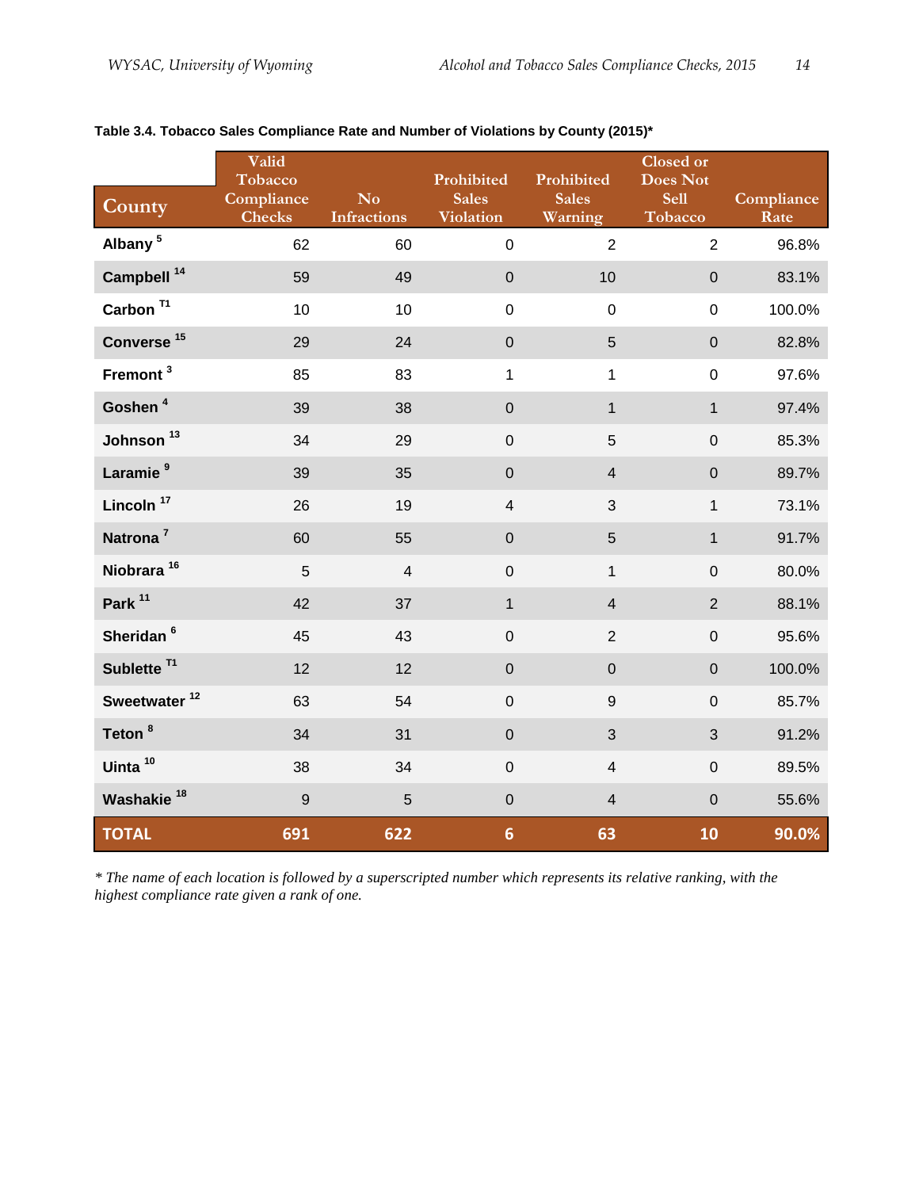**Table 3.4. Tobacco Sales Compliance Rate and Number of Violations by County (2015)***

| County | Valid Tobacco Compliance Checks | No Infractions | Prohibited Sales Violation | Prohibited Sales Warning | Closed or Does Not Sell Tobacco | Compliance Rate |
|---|---|---|---|---|---|---|
| Albany [5] | 62 | 60 | 0 | 2 | 2 | 96.8% |
| Campbell [14] | 59 | 49 | 0 | 10 | 0 | 83.1% |
| Carbon [T1] | 10 | 10 | 0 | 0 | 0 | 100.0% |
| Converse [15] | 29 | 24 | 0 | 5 | 0 | 82.8% |
| Fremont [3] | 85 | 83 | 1 | 1 | 0 | 97.6% |
| Goshen [4] | 39 | 38 | 0 | 1 | 1 | 97.4% |
| Johnson [13] | 34 | 29 | 0 | 5 | 0 | 85.3% |
| Laramie [9] | 39 | 35 | 0 | 4 | 0 | 89.7% |
| Lincoln [17] | 26 | 19 | 4 | 3 | 1 | 73.1% |
| Natrona [7] | 60 | 55 | 0 | 5 | 1 | 91.7% |
| Niobrara [16] | 5 | 4 | 0 | 1 | 0 | 80.0% |
| Park [11] | 42 | 37 | 1 | 4 | 2 | 88.1% |
| Sheridan [6] | 45 | 43 | 0 | 2 | 0 | 95.6% |
| Sublette [T1] | 12 | 12 | 0 | 0 | 0 | 100.0% |
| Sweetwater [12] | 63 | 54 | 0 | 9 | 0 | 85.7% |
| Teton [8] | 34 | 31 | 0 | 3 | 3 | 91.2% |
| Uinta [10] | 38 | 34 | 0 | 4 | 0 | 89.5% |
| Washakie [18] | 9 | 5 | 0 | 4 | 0 | 55.6% |
| **TOTAL** | **691** | **622** | **6** | **63** | **10** | **90.0%** |

*\* The name of each location is followed by a superscripted number which represents its relative ranking, with the highest compliance rate given a rank of one.*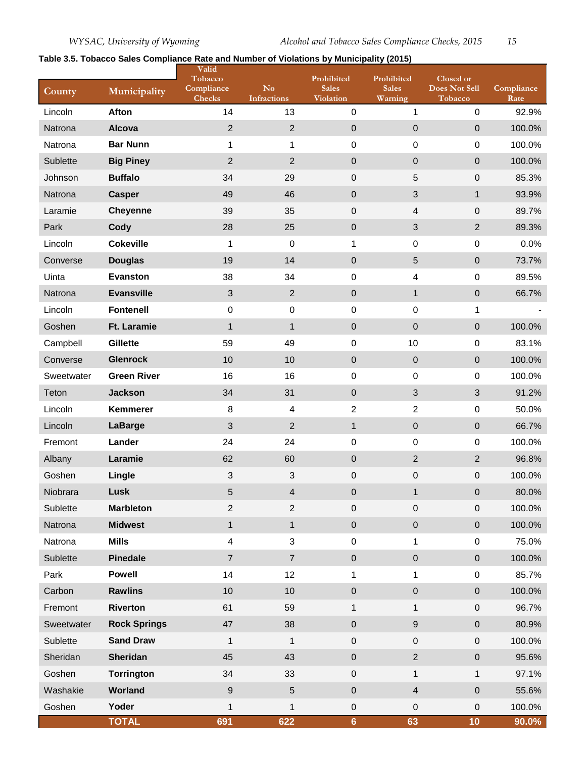**Table 3.5. Tobacco Sales Compliance Rate and Number of Violations by Municipality (2015)**

| County | Municipality | Valid Tobacco Compliance Checks | No Infractions | Prohibited Sales Violation | Prohibited Sales Warning | Closed or Does Not Sell Tobacco | Compliance Rate |
|---|---|---|---|---|---|---|---|
| Lincoln | **Afton** | 14 | 13 | 0 | 1 | 0 | 92.9% |
| Natrona | **Alcova** | 2 | 2 | 0 | 0 | 0 | 100.0% |
| Natrona | **Bar Nunn** | 1 | 1 | 0 | 0 | 0 | 100.0% |
| Sublette | **Big Piney** | 2 | 2 | 0 | 0 | 0 | 100.0% |
| Johnson | **Buffalo** | 34 | 29 | 0 | 5 | 0 | 85.3% |
| Natrona | **Casper** | 49 | 46 | 0 | 3 | 1 | 93.9% |
| Laramie | **Cheyenne** | 39 | 35 | 0 | 4 | 0 | 89.7% |
| Park | **Cody** | 28 | 25 | 0 | 3 | 2 | 89.3% |
| Lincoln | **Cokeville** | 1 | 0 | 1 | 0 | 0 | 0.0% |
| Converse | **Douglas** | 19 | 14 | 0 | 5 | 0 | 73.7% |
| Uinta | **Evanston** | 38 | 34 | 0 | 4 | 0 | 89.5% |
| Natrona | **Evansville** | 3 | 2 | 0 | 1 | 0 | 66.7% |
| Lincoln | **Fontenell** | 0 | 0 | 0 | 0 | 1 | - |
| Goshen | **Ft. Laramie** | 1 | 1 | 0 | 0 | 0 | 100.0% |
| Campbell | **Gillette** | 59 | 49 | 0 | 10 | 0 | 83.1% |
| Converse | **Glenrock** | 10 | 10 | 0 | 0 | 0 | 100.0% |
| Sweetwater | **Green River** | 16 | 16 | 0 | 0 | 0 | 100.0% |
| Teton | **Jackson** | 34 | 31 | 0 | 3 | 3 | 91.2% |
| Lincoln | **Kemmerer** | 8 | 4 | 2 | 2 | 0 | 50.0% |
| Lincoln | **LaBarge** | 3 | 2 | 1 | 0 | 0 | 66.7% |
| Fremont | **Lander** | 24 | 24 | 0 | 0 | 0 | 100.0% |
| Albany | **Laramie** | 62 | 60 | 0 | 2 | 2 | 96.8% |
| Goshen | **Lingle** | 3 | 3 | 0 | 0 | 0 | 100.0% |
| Niobrara | **Lusk** | 5 | 4 | 0 | 1 | 0 | 80.0% |
| Sublette | **Marbleton** | 2 | 2 | 0 | 0 | 0 | 100.0% |
| Natrona | **Midwest** | 1 | 1 | 0 | 0 | 0 | 100.0% |
| Natrona | **Mills** | 4 | 3 | 0 | 1 | 0 | 75.0% |
| Sublette | **Pinedale** | 7 | 7 | 0 | 0 | 0 | 100.0% |
| Park | **Powell** | 14 | 12 | 1 | 1 | 0 | 85.7% |
| Carbon | **Rawlins** | 10 | 10 | 0 | 0 | 0 | 100.0% |
| Fremont | **Riverton** | 61 | 59 | 1 | 1 | 0 | 96.7% |
| Sweetwater | **Rock Springs** | 47 | 38 | 0 | 9 | 0 | 80.9% |
| Sublette | **Sand Draw** | 1 | 1 | 0 | 0 | 0 | 100.0% |
| Sheridan | **Sheridan** | 45 | 43 | 0 | 2 | 0 | 95.6% |
| Goshen | **Torrington** | 34 | 33 | 0 | 1 | 1 | 97.1% |
| Washakie | **Worland** | 9 | 5 | 0 | 4 | 0 | 55.6% |
| Goshen | **Yoder** | 1 | 1 | 0 | 0 | 0 | 100.0% |
| | **TOTAL** | **691** | **622** | **6** | **63** | **10** | **90.0%** |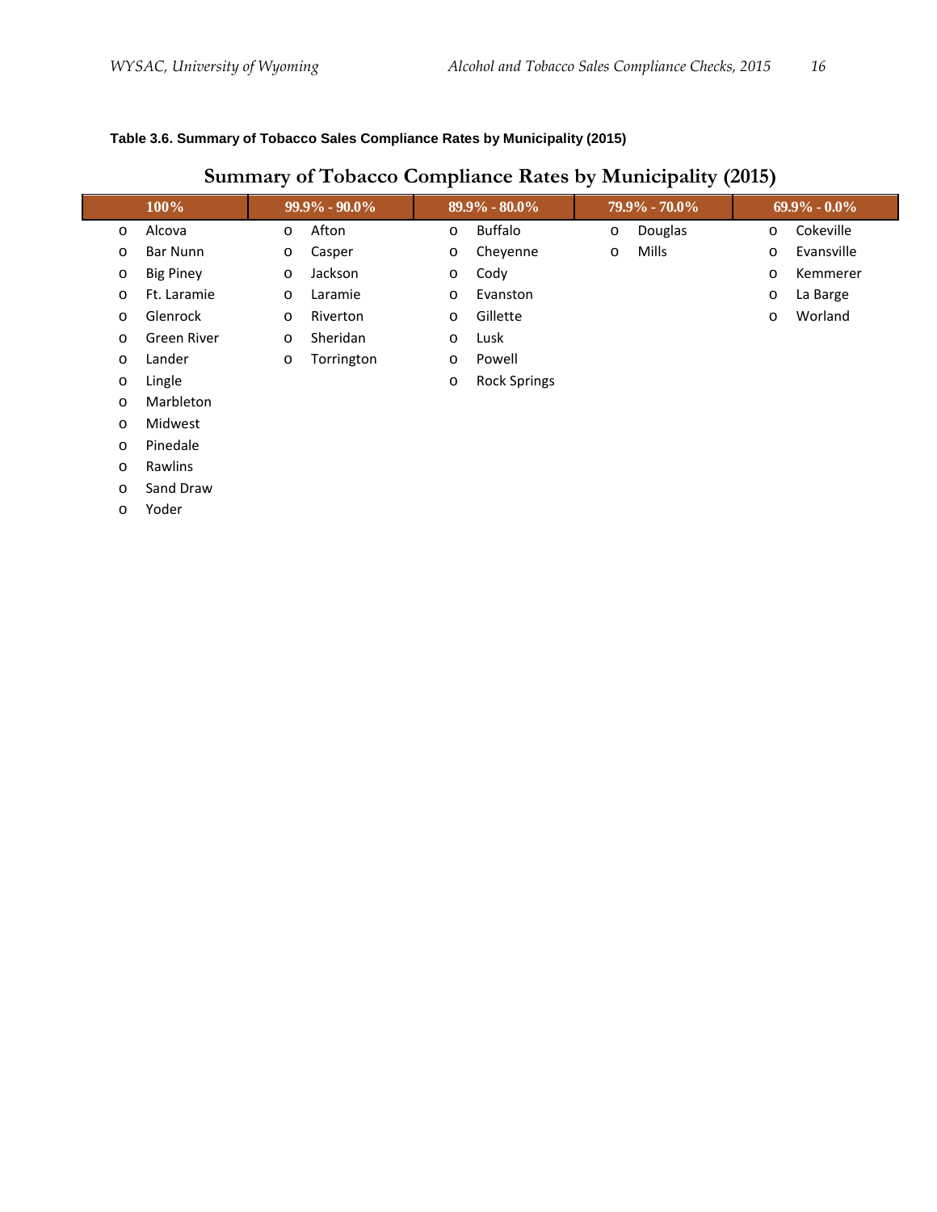**Table 3.6. Summary of Tobacco Sales Compliance Rates by Municipality (2015)**

## Summary of Tobacco Compliance Rates by Municipality (2015)

| 100% | 99.9% - 90.0% | 89.9% - 80.0% | 79.9% - 70.0% | 69.9% - 0.0% |
|---|---|---|---|---|
| Alcova | Afton | Buffalo | Douglas | Cokeville |
| Bar Nunn | Casper | Cheyenne | Mills | Evansville |
| Big Piney | Jackson | Cody | | Kemmerer |
| Ft. Laramie | Laramie | Evanston | | La Barge |
| Glenrock | Riverton | Gillette | | Worland |
| Green River | Sheridan | Lusk | | |
| Lander | Torrington | Powell | | |
| Lingle | | Rock Springs | | |
| Marbleton | | | | |
| Midwest | | | | |
| Pinedale | | | | |
| Rawlins | | | | |
| Sand Draw | | | | |
| Yoder | | | | |